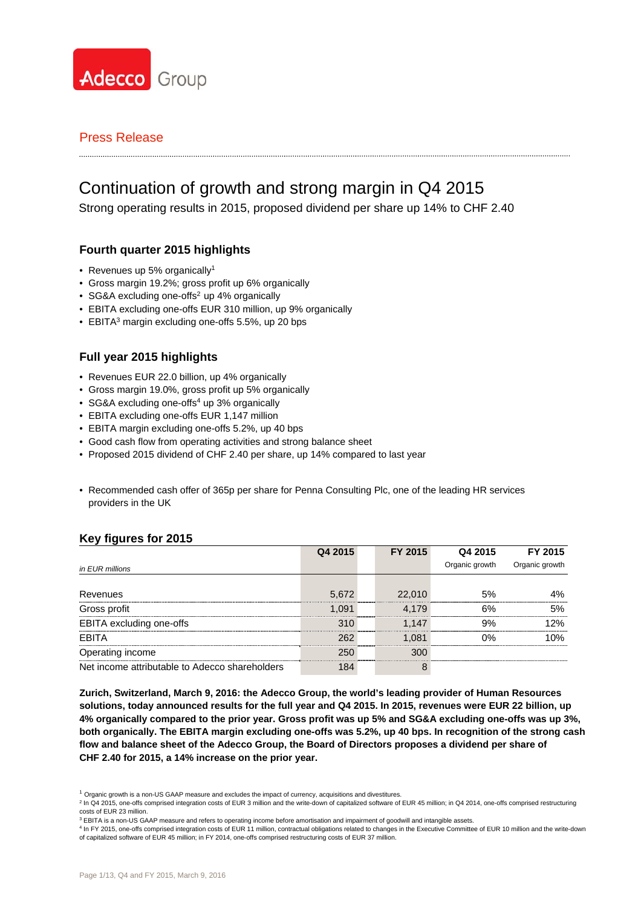Adecco Group

Press Release

# Continuation of growth and strong margin in Q4 2015

Strong operating results in 2015, proposed dividend per share up 14% to CHF 2.40

## Fourth quarter 2015 highlights

- Revenues up 5% organically[1]
- Gross margin 19.2%; gross profit up 6% organically
- SG&A excluding one-offs[2] up 4% organically
- EBITA excluding one-offs EUR 310 million, up 9% organically
- EBITA[3] margin excluding one-offs 5.5%, up 20 bps

## Full year 2015 highlights

- Revenues EUR 22.0 billion, up 4% organically
- Gross margin 19.0%, gross profit up 5% organically
- SG&A excluding one-offs[4] up 3% organically
- EBITA excluding one-offs EUR 1,147 million
- EBITA margin excluding one-offs 5.2%, up 40 bps
- Good cash flow from operating activities and strong balance sheet
- Proposed 2015 dividend of CHF 2.40 per share, up 14% compared to last year

- Recommended cash offer of 365p per share for Penna Consulting Plc, one of the leading HR services providers in the UK

## Key figures for 2015

| *in EUR millions* | Q4 2015 | FY 2015 | Q4 2015 Organic growth | FY 2015 Organic growth |
|---|---|---|---|---|
| Revenues | 5,672 | 22,010 | 5% | 4% |
| Gross profit | 1,091 | 4,179 | 6% | 5% |
| EBITA excluding one-offs | 310 | 1,147 | 9% | 12% |
| EBITA | 262 | 1,081 | 0% | 10% |
| Operating income | 250 | 300 | | |
| Net income attributable to Adecco shareholders | 184 | 8 | | |

**Zurich, Switzerland, March 9, 2016: the Adecco Group, the world's leading provider of Human Resources solutions, today announced results for the full year and Q4 2015. In 2015, revenues were EUR 22 billion, up 4% organically compared to the prior year. Gross profit was up 5% and SG&A excluding one-offs was up 3%, both organically. The EBITA margin excluding one-offs was 5.2%, up 40 bps. In recognition of the strong cash flow and balance sheet of the Adecco Group, the Board of Directors proposes a dividend per share of CHF 2.40 for 2015, a 14% increase on the prior year.**

[1] Organic growth is a non-US GAAP measure and excludes the impact of currency, acquisitions and divestitures.

[2] In Q4 2015, one-offs comprised integration costs of EUR 3 million and the write-down of capitalized software of EUR 45 million; in Q4 2014, one-offs comprised restructuring costs of EUR 23 million.

[3] EBITA is a non-US GAAP measure and refers to operating income before amortisation and impairment of goodwill and intangible assets.

[4] In FY 2015, one-offs comprised integration costs of EUR 11 million, contractual obligations related to changes in the Executive Committee of EUR 10 million and the write-down of capitalized software of EUR 45 million; in FY 2014, one-offs comprised restructuring costs of EUR 37 million.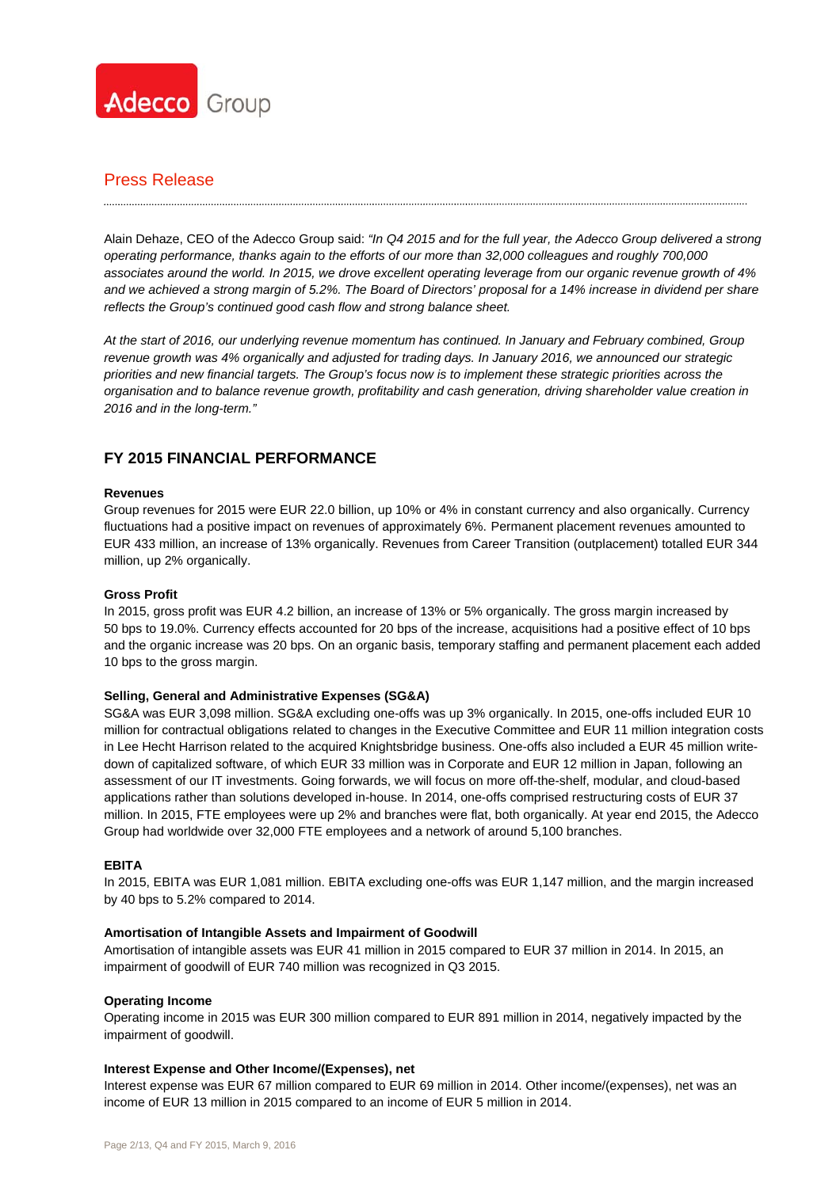Alain Dehaze, CEO of the Adecco Group said: *"In Q4 2015 and for the full year, the Adecco Group delivered a strong operating performance, thanks again to the efforts of our more than 32,000 colleagues and roughly 700,000 associates around the world. In 2015, we drove excellent operating leverage from our organic revenue growth of 4% and we achieved a strong margin of 5.2%. The Board of Directors' proposal for a 14% increase in dividend per share reflects the Group's continued good cash flow and strong balance sheet.*

*At the start of 2016, our underlying revenue momentum has continued. In January and February combined, Group revenue growth was 4% organically and adjusted for trading days. In January 2016, we announced our strategic priorities and new financial targets. The Group's focus now is to implement these strategic priorities across the organisation and to balance revenue growth, profitability and cash generation, driving shareholder value creation in 2016 and in the long-term."*

## FY 2015 FINANCIAL PERFORMANCE

**Revenues**

Group revenues for 2015 were EUR 22.0 billion, up 10% or 4% in constant currency and also organically. Currency fluctuations had a positive impact on revenues of approximately 6%. Permanent placement revenues amounted to EUR 433 million, an increase of 13% organically. Revenues from Career Transition (outplacement) totalled EUR 344 million, up 2% organically.

**Gross Profit**

In 2015, gross profit was EUR 4.2 billion, an increase of 13% or 5% organically. The gross margin increased by 50 bps to 19.0%. Currency effects accounted for 20 bps of the increase, acquisitions had a positive effect of 10 bps and the organic increase was 20 bps. On an organic basis, temporary staffing and permanent placement each added 10 bps to the gross margin.

**Selling, General and Administrative Expenses (SG&A)**

SG&A was EUR 3,098 million. SG&A excluding one-offs was up 3% organically. In 2015, one-offs included EUR 10 million for contractual obligations related to changes in the Executive Committee and EUR 11 million integration costs in Lee Hecht Harrison related to the acquired Knightsbridge business. One-offs also included a EUR 45 million write-down of capitalized software, of which EUR 33 million was in Corporate and EUR 12 million in Japan, following an assessment of our IT investments. Going forwards, we will focus on more off-the-shelf, modular, and cloud-based applications rather than solutions developed in-house. In 2014, one-offs comprised restructuring costs of EUR 37 million. In 2015, FTE employees were up 2% and branches were flat, both organically. At year end 2015, the Adecco Group had worldwide over 32,000 FTE employees and a network of around 5,100 branches.

**EBITA**

In 2015, EBITA was EUR 1,081 million. EBITA excluding one-offs was EUR 1,147 million, and the margin increased by 40 bps to 5.2% compared to 2014.

**Amortisation of Intangible Assets and Impairment of Goodwill**

Amortisation of intangible assets was EUR 41 million in 2015 compared to EUR 37 million in 2014. In 2015, an impairment of goodwill of EUR 740 million was recognized in Q3 2015.

**Operating Income**

Operating income in 2015 was EUR 300 million compared to EUR 891 million in 2014, negatively impacted by the impairment of goodwill.

**Interest Expense and Other Income/(Expenses), net**

Interest expense was EUR 67 million compared to EUR 69 million in 2014. Other income/(expenses), net was an income of EUR 13 million in 2015 compared to an income of EUR 5 million in 2014.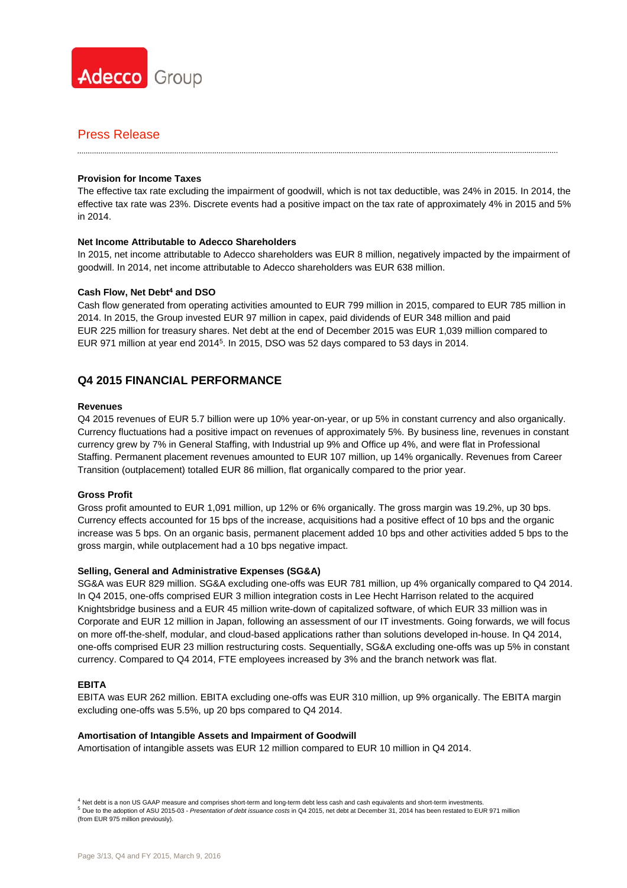### Provision for Income Taxes

The effective tax rate excluding the impairment of goodwill, which is not tax deductible, was 24% in 2015. In 2014, the effective tax rate was 23%. Discrete events had a positive impact on the tax rate of approximately 4% in 2015 and 5% in 2014.

### Net Income Attributable to Adecco Shareholders

In 2015, net income attributable to Adecco shareholders was EUR 8 million, negatively impacted by the impairment of goodwill. In 2014, net income attributable to Adecco shareholders was EUR 638 million.

### Cash Flow, Net Debt[4] and DSO

Cash flow generated from operating activities amounted to EUR 799 million in 2015, compared to EUR 785 million in 2014. In 2015, the Group invested EUR 97 million in capex, paid dividends of EUR 348 million and paid EUR 225 million for treasury shares. Net debt at the end of December 2015 was EUR 1,039 million compared to EUR 971 million at year end 2014[5]. In 2015, DSO was 52 days compared to 53 days in 2014.

## Q4 2015 FINANCIAL PERFORMANCE

### Revenues

Q4 2015 revenues of EUR 5.7 billion were up 10% year-on-year, or up 5% in constant currency and also organically. Currency fluctuations had a positive impact on revenues of approximately 5%. By business line, revenues in constant currency grew by 7% in General Staffing, with Industrial up 9% and Office up 4%, and were flat in Professional Staffing. Permanent placement revenues amounted to EUR 107 million, up 14% organically. Revenues from Career Transition (outplacement) totalled EUR 86 million, flat organically compared to the prior year.

### Gross Profit

Gross profit amounted to EUR 1,091 million, up 12% or 6% organically. The gross margin was 19.2%, up 30 bps. Currency effects accounted for 15 bps of the increase, acquisitions had a positive effect of 10 bps and the organic increase was 5 bps. On an organic basis, permanent placement added 10 bps and other activities added 5 bps to the gross margin, while outplacement had a 10 bps negative impact.

### Selling, General and Administrative Expenses (SG&A)

SG&A was EUR 829 million. SG&A excluding one-offs was EUR 781 million, up 4% organically compared to Q4 2014. In Q4 2015, one-offs comprised EUR 3 million integration costs in Lee Hecht Harrison related to the acquired Knightsbridge business and a EUR 45 million write-down of capitalized software, of which EUR 33 million was in Corporate and EUR 12 million in Japan, following an assessment of our IT investments. Going forwards, we will focus on more off-the-shelf, modular, and cloud-based applications rather than solutions developed in-house. In Q4 2014, one-offs comprised EUR 23 million restructuring costs. Sequentially, SG&A excluding one-offs was up 5% in constant currency. Compared to Q4 2014, FTE employees increased by 3% and the branch network was flat.

### EBITA

EBITA was EUR 262 million. EBITA excluding one-offs was EUR 310 million, up 9% organically. The EBITA margin excluding one-offs was 5.5%, up 20 bps compared to Q4 2014.

### Amortisation of Intangible Assets and Impairment of Goodwill

Amortisation of intangible assets was EUR 12 million compared to EUR 10 million in Q4 2014.

---

[4] Net debt is a non US GAAP measure and comprises short-term and long-term debt less cash and cash equivalents and short-term investments.

[5] Due to the adoption of ASU 2015-03 - *Presentation of debt issuance costs* in Q4 2015, net debt at December 31, 2014 has been restated to EUR 971 million (from EUR 975 million previously).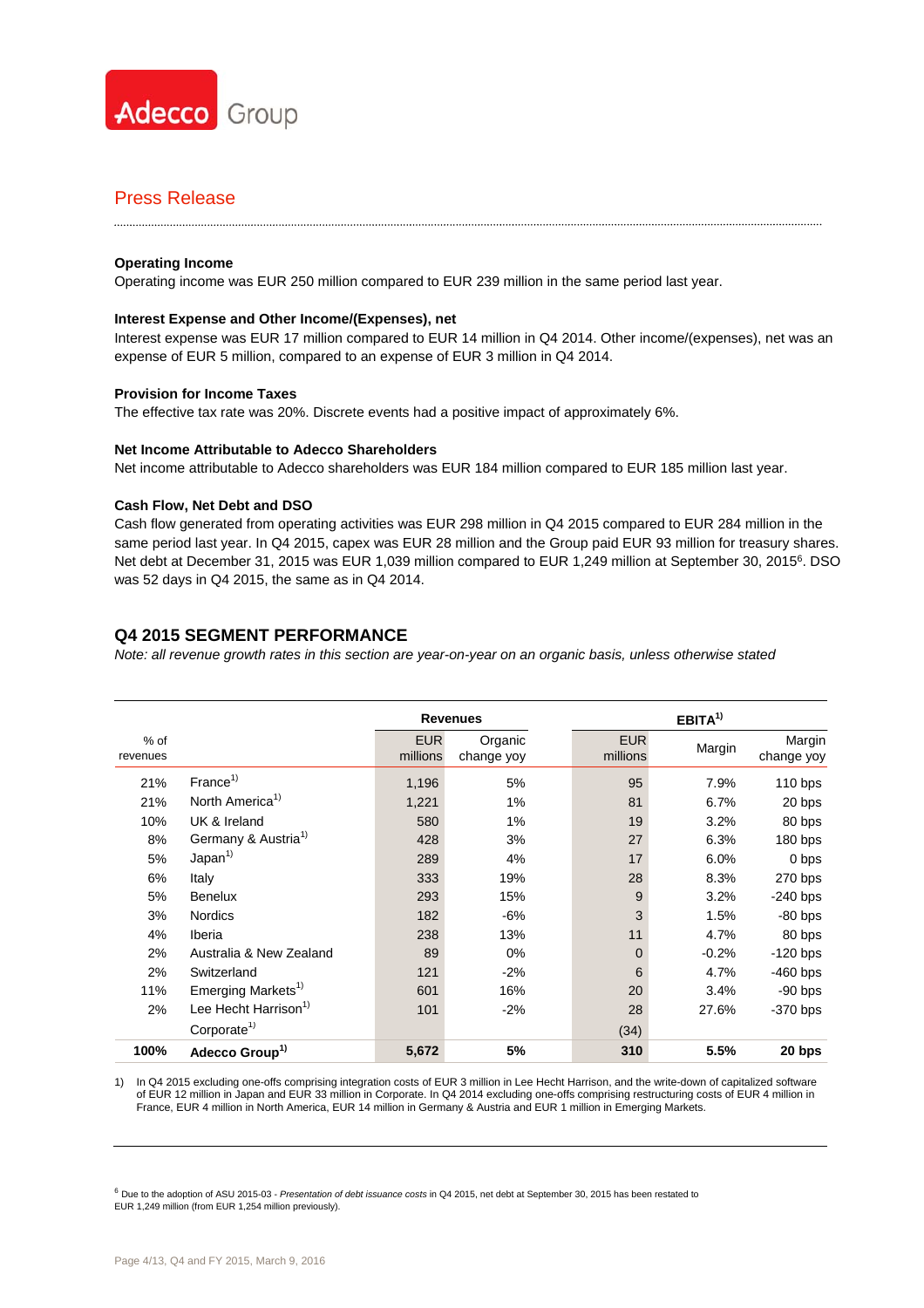Press Release

**Operating Income**
Operating income was EUR 250 million compared to EUR 239 million in the same period last year.

**Interest Expense and Other Income/(Expenses), net**
Interest expense was EUR 17 million compared to EUR 14 million in Q4 2014. Other income/(expenses), net was an expense of EUR 5 million, compared to an expense of EUR 3 million in Q4 2014.

**Provision for Income Taxes**
The effective tax rate was 20%. Discrete events had a positive impact of approximately 6%.

**Net Income Attributable to Adecco Shareholders**
Net income attributable to Adecco shareholders was EUR 184 million compared to EUR 185 million last year.

**Cash Flow, Net Debt and DSO**
Cash flow generated from operating activities was EUR 298 million in Q4 2015 compared to EUR 284 million in the same period last year. In Q4 2015, capex was EUR 28 million and the Group paid EUR 93 million for treasury shares. Net debt at December 31, 2015 was EUR 1,039 million compared to EUR 1,249 million at September 30, 2015[6]. DSO was 52 days in Q4 2015, the same as in Q4 2014.

## Q4 2015 SEGMENT PERFORMANCE

*Note: all revenue growth rates in this section are year-on-year on an organic basis, unless otherwise stated*

| | | Revenues | | EBITA[1)] | | |
|---|---|---|---|---|---|---|
| % of revenues | | EUR millions | Organic change yoy | EUR millions | Margin | Margin change yoy |
| 21% | France[1)] | 1,196 | 5% | 95 | 7.9% | 110 bps |
| 21% | North America[1)] | 1,221 | 1% | 81 | 6.7% | 20 bps |
| 10% | UK & Ireland | 580 | 1% | 19 | 3.2% | 80 bps |
| 8% | Germany & Austria[1)] | 428 | 3% | 27 | 6.3% | 180 bps |
| 5% | Japan[1)] | 289 | 4% | 17 | 6.0% | 0 bps |
| 6% | Italy | 333 | 19% | 28 | 8.3% | 270 bps |
| 5% | Benelux | 293 | 15% | 9 | 3.2% | -240 bps |
| 3% | Nordics | 182 | -6% | 3 | 1.5% | -80 bps |
| 4% | Iberia | 238 | 13% | 11 | 4.7% | 80 bps |
| 2% | Australia & New Zealand | 89 | 0% | 0 | -0.2% | -120 bps |
| 2% | Switzerland | 121 | -2% | 6 | 4.7% | -460 bps |
| 11% | Emerging Markets[1)] | 601 | 16% | 20 | 3.4% | -90 bps |
| 2% | Lee Hecht Harrison[1)] | 101 | -2% | 28 | 27.6% | -370 bps |
| | Corporate[1)] | | | (34) | | |
| **100%** | **Adecco Group[1)]** | **5,672** | **5%** | **310** | **5.5%** | **20 bps** |

1) In Q4 2015 excluding one-offs comprising integration costs of EUR 3 million in Lee Hecht Harrison, and the write-down of capitalized software of EUR 12 million in Japan and EUR 33 million in Corporate. In Q4 2014 excluding one-offs comprising restructuring costs of EUR 4 million in France, EUR 4 million in North America, EUR 14 million in Germany & Austria and EUR 1 million in Emerging Markets.

[6] Due to the adoption of ASU 2015-03 - *Presentation of debt issuance costs* in Q4 2015, net debt at September 30, 2015 has been restated to EUR 1,249 million (from EUR 1,254 million previously).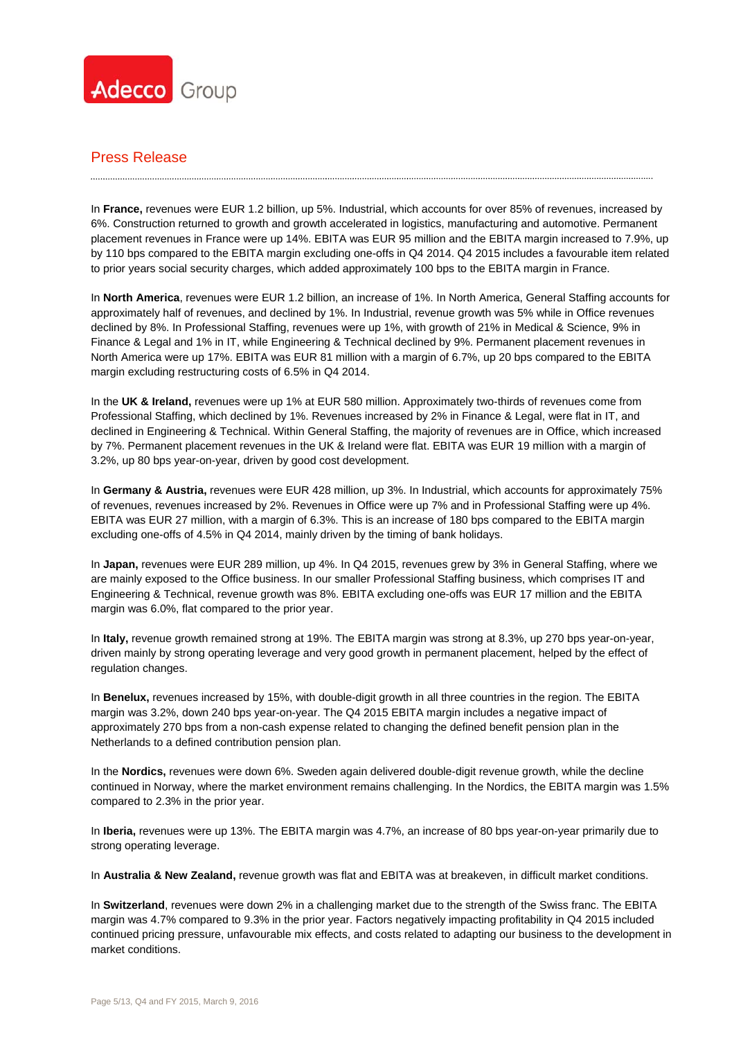In **France,** revenues were EUR 1.2 billion, up 5%. Industrial, which accounts for over 85% of revenues, increased by 6%. Construction returned to growth and growth accelerated in logistics, manufacturing and automotive. Permanent placement revenues in France were up 14%. EBITA was EUR 95 million and the EBITA margin increased to 7.9%, up by 110 bps compared to the EBITA margin excluding one-offs in Q4 2014. Q4 2015 includes a favourable item related to prior years social security charges, which added approximately 100 bps to the EBITA margin in France.

In **North America**, revenues were EUR 1.2 billion, an increase of 1%. In North America, General Staffing accounts for approximately half of revenues, and declined by 1%. In Industrial, revenue growth was 5% while in Office revenues declined by 8%. In Professional Staffing, revenues were up 1%, with growth of 21% in Medical & Science, 9% in Finance & Legal and 1% in IT, while Engineering & Technical declined by 9%. Permanent placement revenues in North America were up 17%. EBITA was EUR 81 million with a margin of 6.7%, up 20 bps compared to the EBITA margin excluding restructuring costs of 6.5% in Q4 2014.

In the **UK & Ireland,** revenues were up 1% at EUR 580 million. Approximately two-thirds of revenues come from Professional Staffing, which declined by 1%. Revenues increased by 2% in Finance & Legal, were flat in IT, and declined in Engineering & Technical. Within General Staffing, the majority of revenues are in Office, which increased by 7%. Permanent placement revenues in the UK & Ireland were flat. EBITA was EUR 19 million with a margin of 3.2%, up 80 bps year-on-year, driven by good cost development.

In **Germany & Austria,** revenues were EUR 428 million, up 3%. In Industrial, which accounts for approximately 75% of revenues, revenues increased by 2%. Revenues in Office were up 7% and in Professional Staffing were up 4%. EBITA was EUR 27 million, with a margin of 6.3%. This is an increase of 180 bps compared to the EBITA margin excluding one-offs of 4.5% in Q4 2014, mainly driven by the timing of bank holidays.

In **Japan,** revenues were EUR 289 million, up 4%. In Q4 2015, revenues grew by 3% in General Staffing, where we are mainly exposed to the Office business. In our smaller Professional Staffing business, which comprises IT and Engineering & Technical, revenue growth was 8%. EBITA excluding one-offs was EUR 17 million and the EBITA margin was 6.0%, flat compared to the prior year.

In **Italy,** revenue growth remained strong at 19%. The EBITA margin was strong at 8.3%, up 270 bps year-on-year, driven mainly by strong operating leverage and very good growth in permanent placement, helped by the effect of regulation changes.

In **Benelux,** revenues increased by 15%, with double-digit growth in all three countries in the region. The EBITA margin was 3.2%, down 240 bps year-on-year. The Q4 2015 EBITA margin includes a negative impact of approximately 270 bps from a non-cash expense related to changing the defined benefit pension plan in the Netherlands to a defined contribution pension plan.

In the **Nordics,** revenues were down 6%. Sweden again delivered double-digit revenue growth, while the decline continued in Norway, where the market environment remains challenging. In the Nordics, the EBITA margin was 1.5% compared to 2.3% in the prior year.

In **Iberia,** revenues were up 13%. The EBITA margin was 4.7%, an increase of 80 bps year-on-year primarily due to strong operating leverage.

In **Australia & New Zealand,** revenue growth was flat and EBITA was at breakeven, in difficult market conditions.

In **Switzerland**, revenues were down 2% in a challenging market due to the strength of the Swiss franc. The EBITA margin was 4.7% compared to 9.3% in the prior year. Factors negatively impacting profitability in Q4 2015 included continued pricing pressure, unfavourable mix effects, and costs related to adapting our business to the development in market conditions.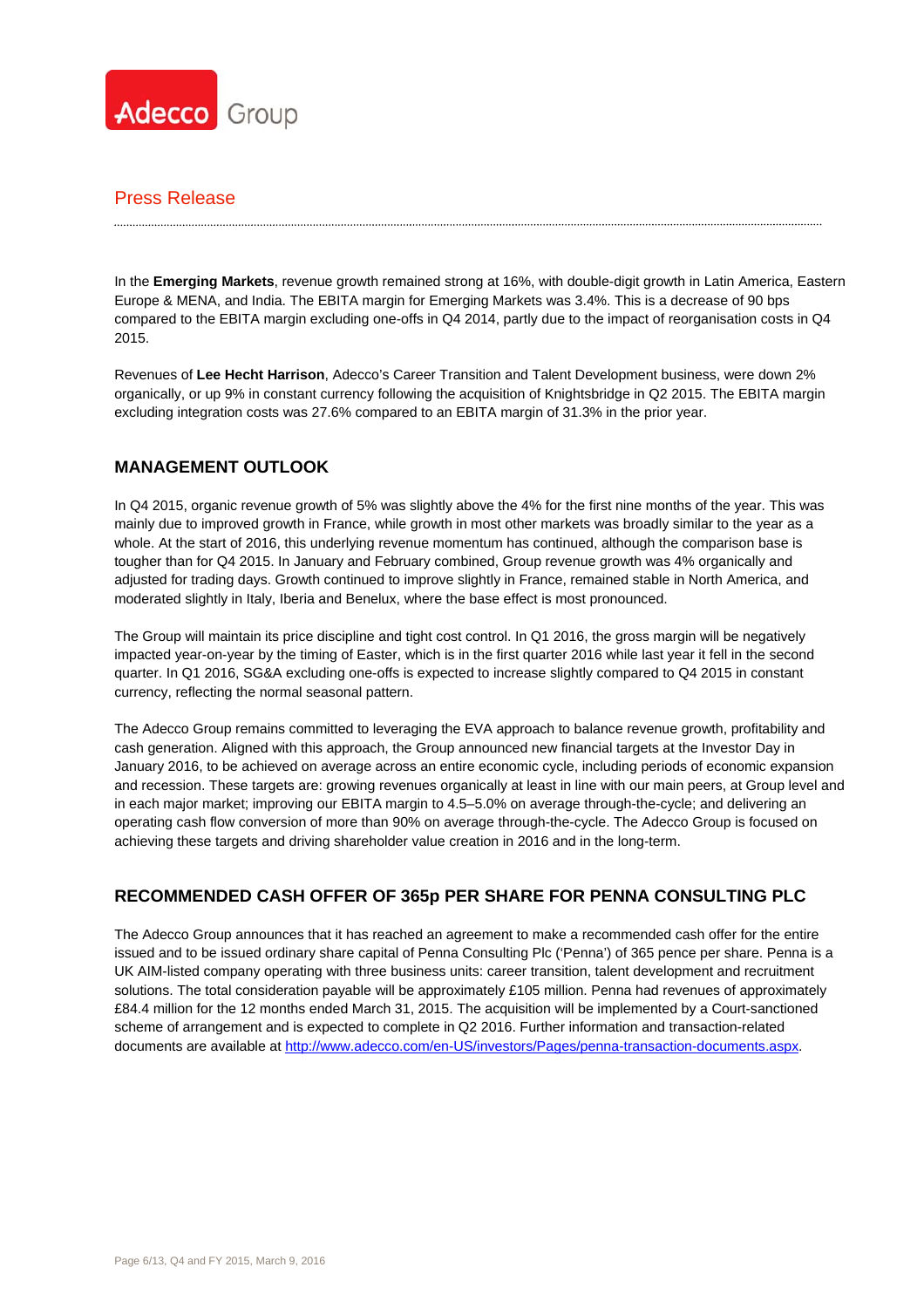In the **Emerging Markets**, revenue growth remained strong at 16%, with double-digit growth in Latin America, Eastern Europe & MENA, and India. The EBITA margin for Emerging Markets was 3.4%. This is a decrease of 90 bps compared to the EBITA margin excluding one-offs in Q4 2014, partly due to the impact of reorganisation costs in Q4 2015.

Revenues of **Lee Hecht Harrison**, Adecco's Career Transition and Talent Development business, were down 2% organically, or up 9% in constant currency following the acquisition of Knightsbridge in Q2 2015. The EBITA margin excluding integration costs was 27.6% compared to an EBITA margin of 31.3% in the prior year.

## MANAGEMENT OUTLOOK

In Q4 2015, organic revenue growth of 5% was slightly above the 4% for the first nine months of the year. This was mainly due to improved growth in France, while growth in most other markets was broadly similar to the year as a whole. At the start of 2016, this underlying revenue momentum has continued, although the comparison base is tougher than for Q4 2015. In January and February combined, Group revenue growth was 4% organically and adjusted for trading days. Growth continued to improve slightly in France, remained stable in North America, and moderated slightly in Italy, Iberia and Benelux, where the base effect is most pronounced.

The Group will maintain its price discipline and tight cost control. In Q1 2016, the gross margin will be negatively impacted year-on-year by the timing of Easter, which is in the first quarter 2016 while last year it fell in the second quarter. In Q1 2016, SG&A excluding one-offs is expected to increase slightly compared to Q4 2015 in constant currency, reflecting the normal seasonal pattern.

The Adecco Group remains committed to leveraging the EVA approach to balance revenue growth, profitability and cash generation. Aligned with this approach, the Group announced new financial targets at the Investor Day in January 2016, to be achieved on average across an entire economic cycle, including periods of economic expansion and recession. These targets are: growing revenues organically at least in line with our main peers, at Group level and in each major market; improving our EBITA margin to 4.5–5.0% on average through-the-cycle; and delivering an operating cash flow conversion of more than 90% on average through-the-cycle. The Adecco Group is focused on achieving these targets and driving shareholder value creation in 2016 and in the long-term.

## RECOMMENDED CASH OFFER OF 365p PER SHARE FOR PENNA CONSULTING PLC

The Adecco Group announces that it has reached an agreement to make a recommended cash offer for the entire issued and to be issued ordinary share capital of Penna Consulting Plc ('Penna') of 365 pence per share. Penna is a UK AIM-listed company operating with three business units: career transition, talent development and recruitment solutions. The total consideration payable will be approximately £105 million. Penna had revenues of approximately £84.4 million for the 12 months ended March 31, 2015. The acquisition will be implemented by a Court-sanctioned scheme of arrangement and is expected to complete in Q2 2016. Further information and transaction-related documents are available at http://www.adecco.com/en-US/investors/Pages/penna-transaction-documents.aspx.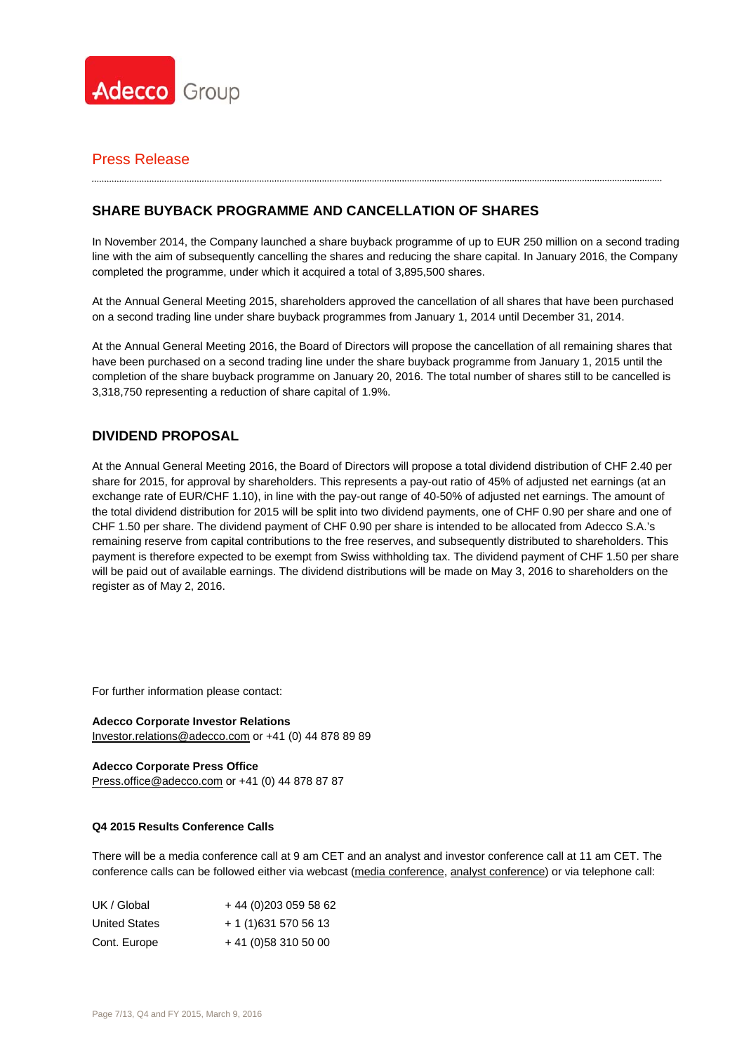Press Release

## SHARE BUYBACK PROGRAMME AND CANCELLATION OF SHARES

In November 2014, the Company launched a share buyback programme of up to EUR 250 million on a second trading line with the aim of subsequently cancelling the shares and reducing the share capital. In January 2016, the Company completed the programme, under which it acquired a total of 3,895,500 shares.

At the Annual General Meeting 2015, shareholders approved the cancellation of all shares that have been purchased on a second trading line under share buyback programmes from January 1, 2014 until December 31, 2014.

At the Annual General Meeting 2016, the Board of Directors will propose the cancellation of all remaining shares that have been purchased on a second trading line under the share buyback programme from January 1, 2015 until the completion of the share buyback programme on January 20, 2016. The total number of shares still to be cancelled is 3,318,750 representing a reduction of share capital of 1.9%.

## DIVIDEND PROPOSAL

At the Annual General Meeting 2016, the Board of Directors will propose a total dividend distribution of CHF 2.40 per share for 2015, for approval by shareholders. This represents a pay-out ratio of 45% of adjusted net earnings (at an exchange rate of EUR/CHF 1.10), in line with the pay-out range of 40-50% of adjusted net earnings. The amount of the total dividend distribution for 2015 will be split into two dividend payments, one of CHF 0.90 per share and one of CHF 1.50 per share. The dividend payment of CHF 0.90 per share is intended to be allocated from Adecco S.A.'s remaining reserve from capital contributions to the free reserves, and subsequently distributed to shareholders. This payment is therefore expected to be exempt from Swiss withholding tax. The dividend payment of CHF 1.50 per share will be paid out of available earnings. The dividend distributions will be made on May 3, 2016 to shareholders on the register as of May 2, 2016.

For further information please contact:

**Adecco Corporate Investor Relations**
Investor.relations@adecco.com or +41 (0) 44 878 89 89

**Adecco Corporate Press Office**
Press.office@adecco.com or +41 (0) 44 878 87 87

**Q4 2015 Results Conference Calls**

There will be a media conference call at 9 am CET and an analyst and investor conference call at 11 am CET. The conference calls can be followed either via webcast (media conference, analyst conference) or via telephone call:

| | |
|---|---|
| UK / Global | + 44 (0)203 059 58 62 |
| United States | + 1 (1)631 570 56 13 |
| Cont. Europe | + 41 (0)58 310 50 00 |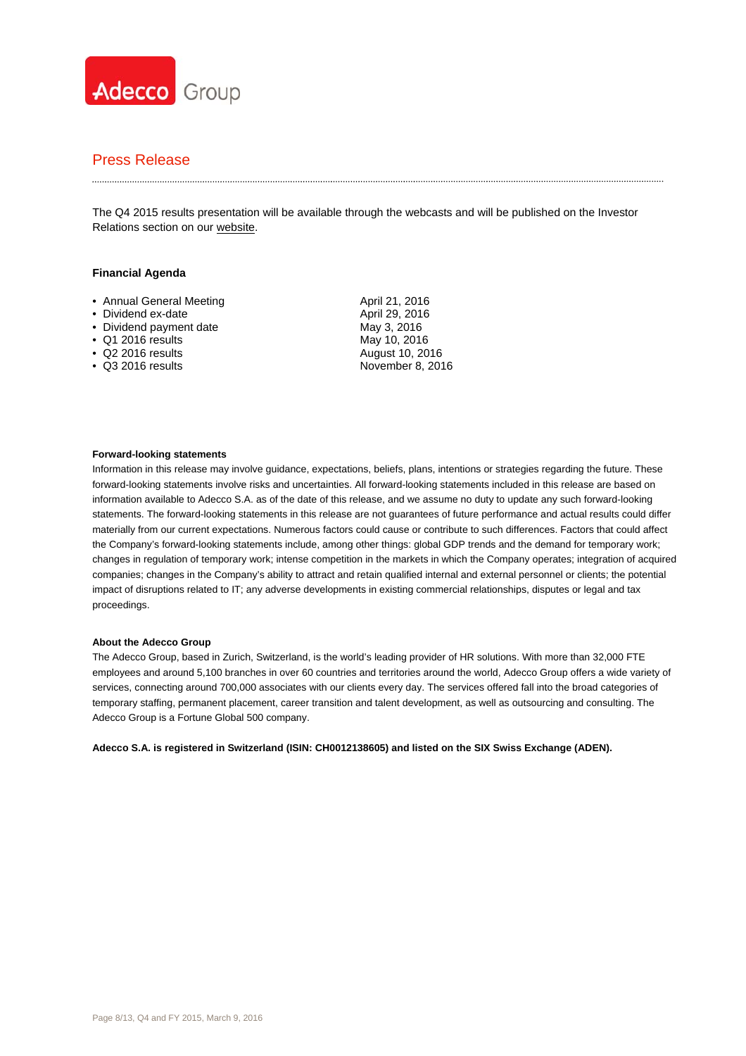The Q4 2015 results presentation will be available through the webcasts and will be published on the Investor Relations section on our website.

**Financial Agenda**

| | |
|---|---|
| • Annual General Meeting | April 21, 2016 |
| • Dividend ex-date | April 29, 2016 |
| • Dividend payment date | May 3, 2016 |
| • Q1 2016 results | May 10, 2016 |
| • Q2 2016 results | August 10, 2016 |
| • Q3 2016 results | November 8, 2016 |

**Forward-looking statements**

Information in this release may involve guidance, expectations, beliefs, plans, intentions or strategies regarding the future. These forward-looking statements involve risks and uncertainties. All forward-looking statements included in this release are based on information available to Adecco S.A. as of the date of this release, and we assume no duty to update any such forward-looking statements. The forward-looking statements in this release are not guarantees of future performance and actual results could differ materially from our current expectations. Numerous factors could cause or contribute to such differences. Factors that could affect the Company's forward-looking statements include, among other things: global GDP trends and the demand for temporary work; changes in regulation of temporary work; intense competition in the markets in which the Company operates; integration of acquired companies; changes in the Company's ability to attract and retain qualified internal and external personnel or clients; the potential impact of disruptions related to IT; any adverse developments in existing commercial relationships, disputes or legal and tax proceedings.

**About the Adecco Group**

The Adecco Group, based in Zurich, Switzerland, is the world's leading provider of HR solutions. With more than 32,000 FTE employees and around 5,100 branches in over 60 countries and territories around the world, Adecco Group offers a wide variety of services, connecting around 700,000 associates with our clients every day. The services offered fall into the broad categories of temporary staffing, permanent placement, career transition and talent development, as well as outsourcing and consulting. The Adecco Group is a Fortune Global 500 company.

**Adecco S.A. is registered in Switzerland (ISIN: CH0012138605) and listed on the SIX Swiss Exchange (ADEN).**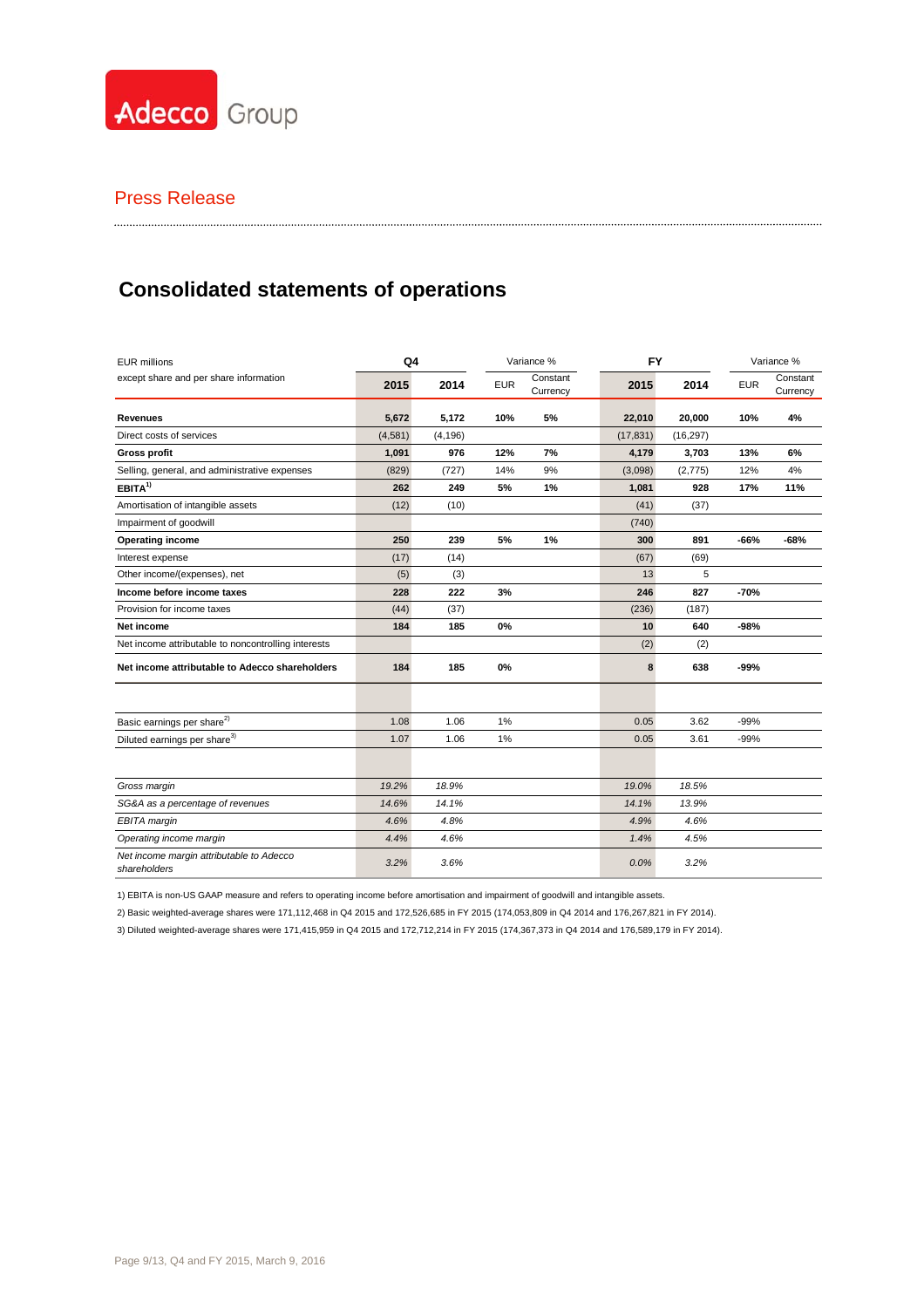Adecco Group

Press Release

# Consolidated statements of operations

| EUR millions<br>except share and per share information | Q4 | | Variance % | | FY | | Variance % | |
|---|---|---|---|---|---|---|---|---|
| | 2015 | 2014 | EUR | Constant Currency | 2015 | 2014 | EUR | Constant Currency |
| **Revenues** | **5,672** | **5,172** | **10%** | **5%** | **22,010** | **20,000** | **10%** | **4%** |
| Direct costs of services | (4,581) | (4,196) | | | (17,831) | (16,297) | | |
| **Gross profit** | **1,091** | **976** | **12%** | **7%** | **4,179** | **3,703** | **13%** | **6%** |
| Selling, general, and administrative expenses | (829) | (727) | 14% | 9% | (3,098) | (2,775) | 12% | 4% |
| **EBITA[1)]** | **262** | **249** | **5%** | **1%** | **1,081** | **928** | **17%** | **11%** |
| Amortisation of intangible assets | (12) | (10) | | | (41) | (37) | | |
| Impairment of goodwill | | | | | (740) | | | |
| **Operating income** | **250** | **239** | **5%** | **1%** | **300** | **891** | **-66%** | **-68%** |
| Interest expense | (17) | (14) | | | (67) | (69) | | |
| Other income/(expenses), net | (5) | (3) | | | 13 | 5 | | |
| **Income before income taxes** | **228** | **222** | **3%** | | **246** | **827** | **-70%** | |
| Provision for income taxes | (44) | (37) | | | (236) | (187) | | |
| **Net income** | **184** | **185** | **0%** | | **10** | **640** | **-98%** | |
| Net income attributable to noncontrolling interests | | | | | (2) | (2) | | |
| **Net income attributable to Adecco shareholders** | **184** | **185** | **0%** | | **8** | **638** | **-99%** | |
| | | | | | | | | |
| Basic earnings per share[2)] | 1.08 | 1.06 | 1% | | 0.05 | 3.62 | -99% | |
| Diluted earnings per share[3)] | 1.07 | 1.06 | 1% | | 0.05 | 3.61 | -99% | |
| | | | | | | | | |
| *Gross margin* | *19.2%* | *18.9%* | | | *19.0%* | *18.5%* | | |
| *SG&A as a percentage of revenues* | *14.6%* | *14.1%* | | | *14.1%* | *13.9%* | | |
| *EBITA margin* | *4.6%* | *4.8%* | | | *4.9%* | *4.6%* | | |
| *Operating income margin* | *4.4%* | *4.6%* | | | *1.4%* | *4.5%* | | |
| *Net income margin attributable to Adecco shareholders* | *3.2%* | *3.6%* | | | *0.0%* | *3.2%* | | |

1) EBITA is non-US GAAP measure and refers to operating income before amortisation and impairment of goodwill and intangible assets.

2) Basic weighted-average shares were 171,112,468 in Q4 2015 and 172,526,685 in FY 2015 (174,053,809 in Q4 2014 and 176,267,821 in FY 2014).

3) Diluted weighted-average shares were 171,415,959 in Q4 2015 and 172,712,214 in FY 2015 (174,367,373 in Q4 2014 and 176,589,179 in FY 2014).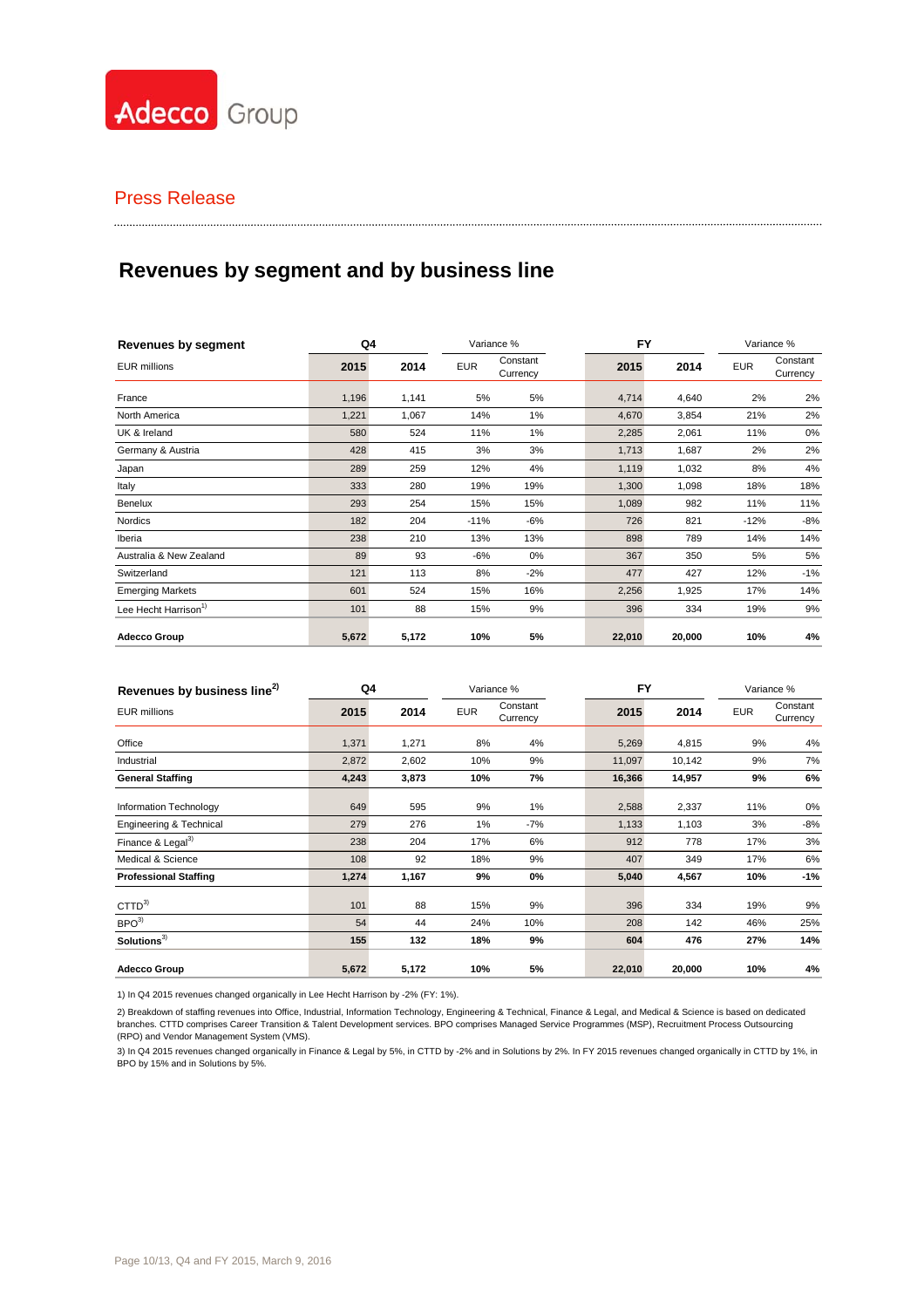Adecco Group

Press Release

## Revenues by segment and by business line

| Revenues by segment | Q4 | | Variance % | | FY | | Variance % | |
|---|---|---|---|---|---|---|---|---|
| EUR millions | 2015 | 2014 | EUR | Constant Currency | 2015 | 2014 | EUR | Constant Currency |
| France | 1,196 | 1,141 | 5% | 5% | 4,714 | 4,640 | 2% | 2% |
| North America | 1,221 | 1,067 | 14% | 1% | 4,670 | 3,854 | 21% | 2% |
| UK & Ireland | 580 | 524 | 11% | 1% | 2,285 | 2,061 | 11% | 0% |
| Germany & Austria | 428 | 415 | 3% | 3% | 1,713 | 1,687 | 2% | 2% |
| Japan | 289 | 259 | 12% | 4% | 1,119 | 1,032 | 8% | 4% |
| Italy | 333 | 280 | 19% | 19% | 1,300 | 1,098 | 18% | 18% |
| Benelux | 293 | 254 | 15% | 15% | 1,089 | 982 | 11% | 11% |
| Nordics | 182 | 204 | -11% | -6% | 726 | 821 | -12% | -8% |
| Iberia | 238 | 210 | 13% | 13% | 898 | 789 | 14% | 14% |
| Australia & New Zealand | 89 | 93 | -6% | 0% | 367 | 350 | 5% | 5% |
| Switzerland | 121 | 113 | 8% | -2% | 477 | 427 | 12% | -1% |
| Emerging Markets | 601 | 524 | 15% | 16% | 2,256 | 1,925 | 17% | 14% |
| Lee Hecht Harrison[1)] | 101 | 88 | 15% | 9% | 396 | 334 | 19% | 9% |
| **Adecco Group** | **5,672** | **5,172** | **10%** | **5%** | **22,010** | **20,000** | **10%** | **4%** |

| Revenues by business line[2)] | Q4 | | Variance % | | FY | | Variance % | |
|---|---|---|---|---|---|---|---|---|
| EUR millions | 2015 | 2014 | EUR | Constant Currency | 2015 | 2014 | EUR | Constant Currency |
| Office | 1,371 | 1,271 | 8% | 4% | 5,269 | 4,815 | 9% | 4% |
| Industrial | 2,872 | 2,602 | 10% | 9% | 11,097 | 10,142 | 9% | 7% |
| **General Staffing** | **4,243** | **3,873** | **10%** | **7%** | **16,366** | **14,957** | **9%** | **6%** |
| Information Technology | 649 | 595 | 9% | 1% | 2,588 | 2,337 | 11% | 0% |
| Engineering & Technical | 279 | 276 | 1% | -7% | 1,133 | 1,103 | 3% | -8% |
| Finance & Legal[3)] | 238 | 204 | 17% | 6% | 912 | 778 | 17% | 3% |
| Medical & Science | 108 | 92 | 18% | 9% | 407 | 349 | 17% | 6% |
| **Professional Staffing** | **1,274** | **1,167** | **9%** | **0%** | **5,040** | **4,567** | **10%** | **-1%** |
| CTTD[3)] | 101 | 88 | 15% | 9% | 396 | 334 | 19% | 9% |
| BPO[3)] | 54 | 44 | 24% | 10% | 208 | 142 | 46% | 25% |
| **Solutions[3)]** | **155** | **132** | **18%** | **9%** | **604** | **476** | **27%** | **14%** |
| **Adecco Group** | **5,672** | **5,172** | **10%** | **5%** | **22,010** | **20,000** | **10%** | **4%** |

1) In Q4 2015 revenues changed organically in Lee Hecht Harrison by -2% (FY: 1%).

2) Breakdown of staffing revenues into Office, Industrial, Information Technology, Engineering & Technical, Finance & Legal, and Medical & Science is based on dedicated branches. CTTD comprises Career Transition & Talent Development services. BPO comprises Managed Service Programmes (MSP), Recruitment Process Outsourcing (RPO) and Vendor Management System (VMS).

3) In Q4 2015 revenues changed organically in Finance & Legal by 5%, in CTTD by -2% and in Solutions by 2%. In FY 2015 revenues changed organically in CTTD by 1%, in BPO by 15% and in Solutions by 5%.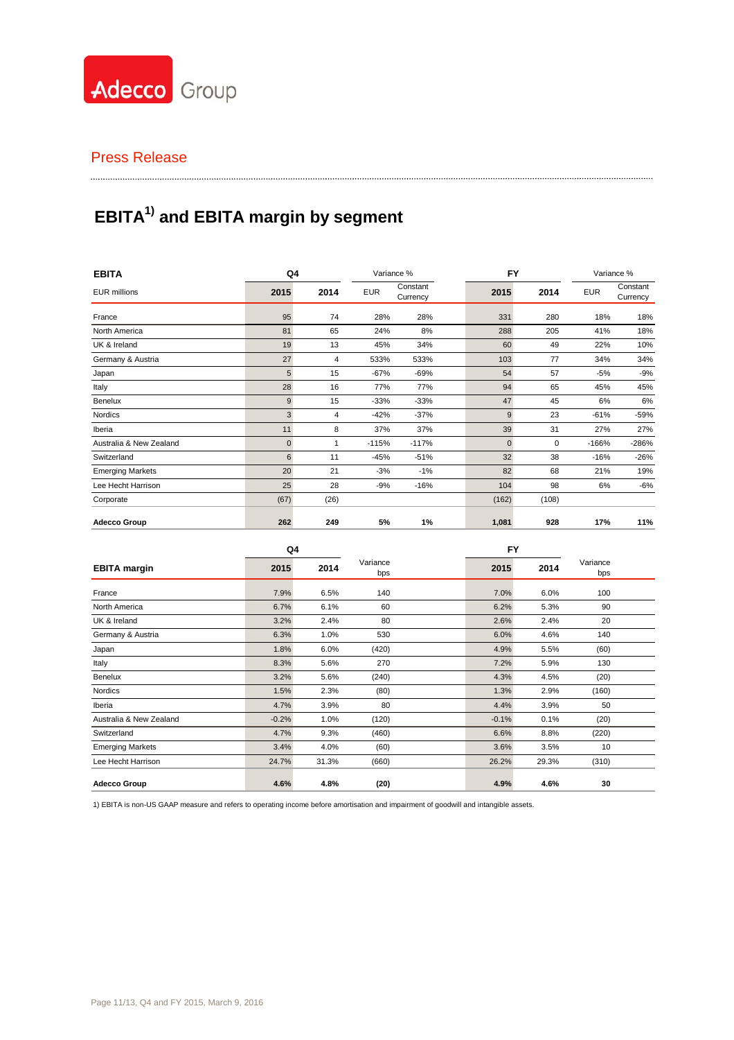Press Release

# EBITA[1] and EBITA margin by segment

| EBITA | Q4 | | Variance % | | FY | | Variance % | |
|---|---|---|---|---|---|---|---|---|
| EUR millions | 2015 | 2014 | EUR | Constant Currency | 2015 | 2014 | EUR | Constant Currency |
| France | 95 | 74 | 28% | 28% | 331 | 280 | 18% | 18% |
| North America | 81 | 65 | 24% | 8% | 288 | 205 | 41% | 18% |
| UK & Ireland | 19 | 13 | 45% | 34% | 60 | 49 | 22% | 10% |
| Germany & Austria | 27 | 4 | 533% | 533% | 103 | 77 | 34% | 34% |
| Japan | 5 | 15 | -67% | -69% | 54 | 57 | -5% | -9% |
| Italy | 28 | 16 | 77% | 77% | 94 | 65 | 45% | 45% |
| Benelux | 9 | 15 | -33% | -33% | 47 | 45 | 6% | 6% |
| Nordics | 3 | 4 | -42% | -37% | 9 | 23 | -61% | -59% |
| Iberia | 11 | 8 | 37% | 37% | 39 | 31 | 27% | 27% |
| Australia & New Zealand | 0 | 1 | -115% | -117% | 0 | 0 | -166% | -286% |
| Switzerland | 6 | 11 | -45% | -51% | 32 | 38 | -16% | -26% |
| Emerging Markets | 20 | 21 | -3% | -1% | 82 | 68 | 21% | 19% |
| Lee Hecht Harrison | 25 | 28 | -9% | -16% | 104 | 98 | 6% | -6% |
| Corporate | (67) | (26) | | | (162) | (108) | | |
| **Adecco Group** | **262** | **249** | **5%** | **1%** | **1,081** | **928** | **17%** | **11%** |

| EBITA margin | Q4 2015 | Q4 2014 | Variance bps | FY 2015 | FY 2014 | Variance bps |
|---|---|---|---|---|---|---|
| France | 7.9% | 6.5% | 140 | 7.0% | 6.0% | 100 |
| North America | 6.7% | 6.1% | 60 | 6.2% | 5.3% | 90 |
| UK & Ireland | 3.2% | 2.4% | 80 | 2.6% | 2.4% | 20 |
| Germany & Austria | 6.3% | 1.0% | 530 | 6.0% | 4.6% | 140 |
| Japan | 1.8% | 6.0% | (420) | 4.9% | 5.5% | (60) |
| Italy | 8.3% | 5.6% | 270 | 7.2% | 5.9% | 130 |
| Benelux | 3.2% | 5.6% | (240) | 4.3% | 4.5% | (20) |
| Nordics | 1.5% | 2.3% | (80) | 1.3% | 2.9% | (160) |
| Iberia | 4.7% | 3.9% | 80 | 4.4% | 3.9% | 50 |
| Australia & New Zealand | -0.2% | 1.0% | (120) | -0.1% | 0.1% | (20) |
| Switzerland | 4.7% | 9.3% | (460) | 6.6% | 8.8% | (220) |
| Emerging Markets | 3.4% | 4.0% | (60) | 3.6% | 3.5% | 10 |
| Lee Hecht Harrison | 24.7% | 31.3% | (660) | 26.2% | 29.3% | (310) |
| **Adecco Group** | **4.6%** | **4.8%** | **(20)** | **4.9%** | **4.6%** | **30** |

1) EBITA is non-US GAAP measure and refers to operating income before amortisation and impairment of goodwill and intangible assets.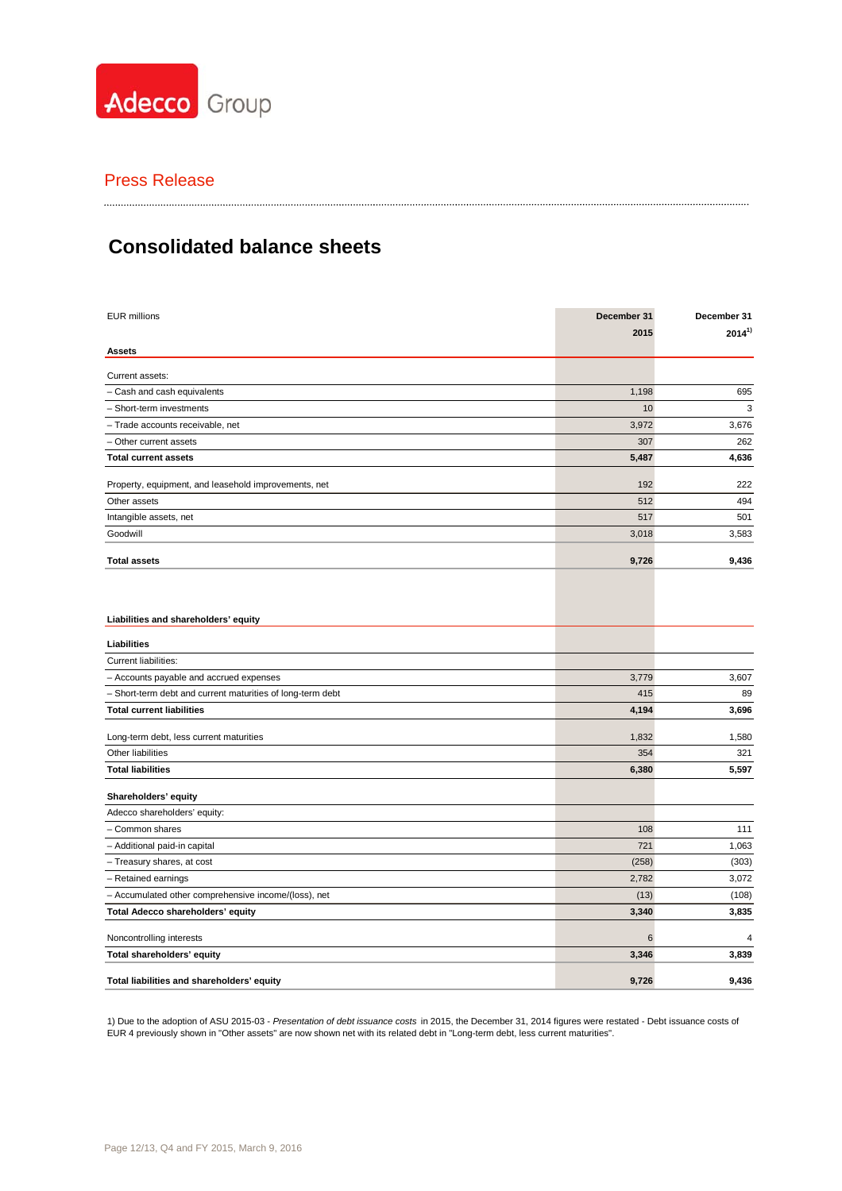Adecco Group

Press Release

# Consolidated balance sheets

| EUR millions | December 31 2015 | December 31 2014[1)] |
|---|---|---|
| **Assets** | | |
| Current assets: | | |
| – Cash and cash equivalents | 1,198 | 695 |
| – Short-term investments | 10 | 3 |
| – Trade accounts receivable, net | 3,972 | 3,676 |
| – Other current assets | 307 | 262 |
| **Total current assets** | **5,487** | **4,636** |
| Property, equipment, and leasehold improvements, net | 192 | 222 |
| Other assets | 512 | 494 |
| Intangible assets, net | 517 | 501 |
| Goodwill | 3,018 | 3,583 |
| **Total assets** | **9,726** | **9,436** |
| **Liabilities and shareholders' equity** | | |
| **Liabilities** | | |
| Current liabilities: | | |
| – Accounts payable and accrued expenses | 3,779 | 3,607 |
| – Short-term debt and current maturities of long-term debt | 415 | 89 |
| **Total current liabilities** | **4,194** | **3,696** |
| Long-term debt, less current maturities | 1,832 | 1,580 |
| Other liabilities | 354 | 321 |
| **Total liabilities** | **6,380** | **5,597** |
| **Shareholders' equity** | | |
| Adecco shareholders' equity: | | |
| – Common shares | 108 | 111 |
| – Additional paid-in capital | 721 | 1,063 |
| – Treasury shares, at cost | (258) | (303) |
| – Retained earnings | 2,782 | 3,072 |
| – Accumulated other comprehensive income/(loss), net | (13) | (108) |
| **Total Adecco shareholders' equity** | **3,340** | **3,835** |
| Noncontrolling interests | 6 | 4 |
| **Total shareholders' equity** | **3,346** | **3,839** |
| **Total liabilities and shareholders' equity** | **9,726** | **9,436** |

1) Due to the adoption of ASU 2015-03 - *Presentation of debt issuance costs* in 2015, the December 31, 2014 figures were restated - Debt issuance costs of EUR 4 previously shown in "Other assets" are now shown net with its related debt in "Long-term debt, less current maturities".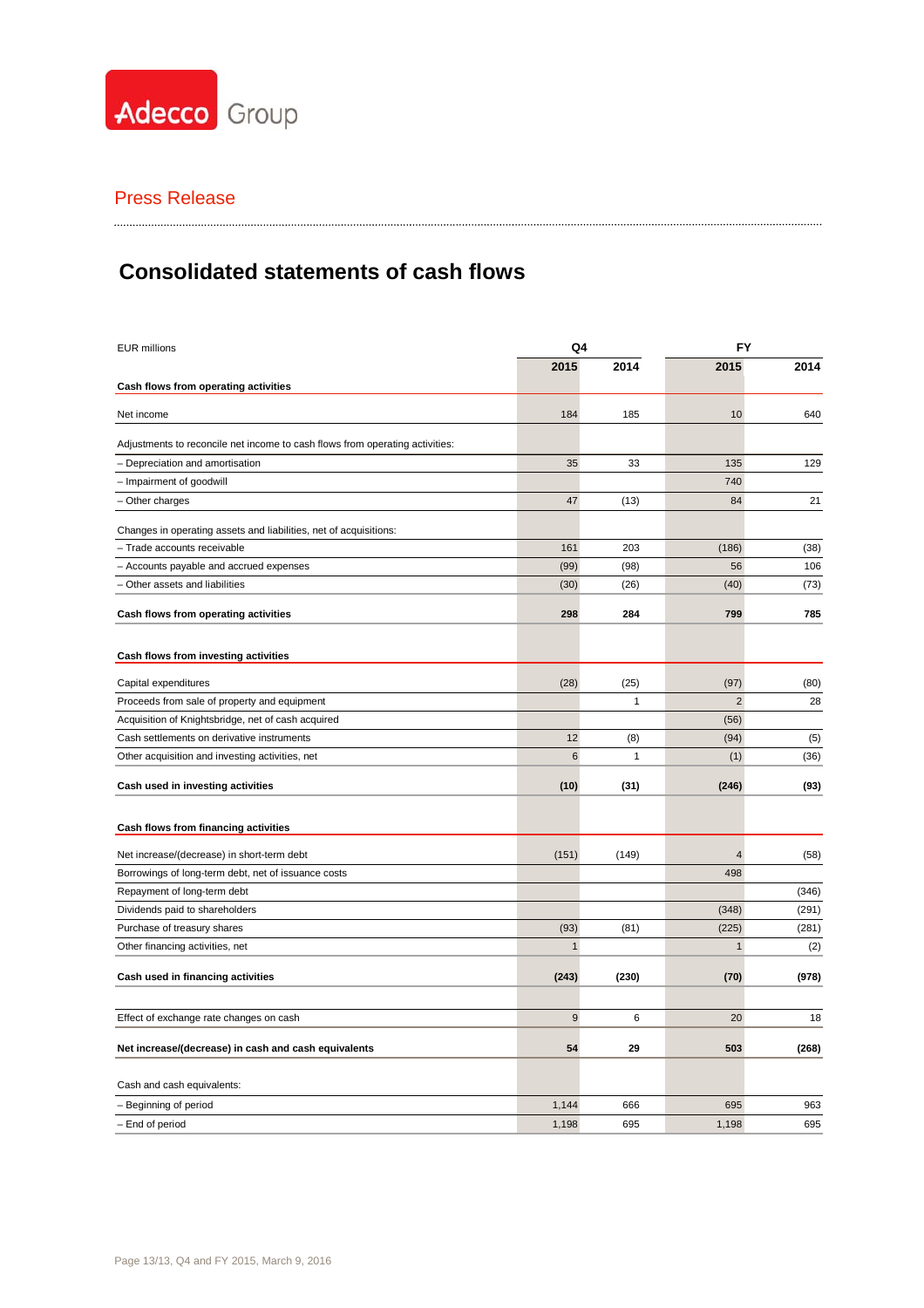Adecco Group

Press Release

# Consolidated statements of cash flows

| EUR millions | Q4 | | FY | |
|---|---|---|---|---|
| | **2015** | **2014** | **2015** | **2014** |
| **Cash flows from operating activities** | | | | |
| Net income | 184 | 185 | 10 | 640 |
| Adjustments to reconcile net income to cash flows from operating activities: | | | | |
| – Depreciation and amortisation | 35 | 33 | 135 | 129 |
| – Impairment of goodwill | | | 740 | |
| – Other charges | 47 | (13) | 84 | 21 |
| Changes in operating assets and liabilities, net of acquisitions: | | | | |
| – Trade accounts receivable | 161 | 203 | (186) | (38) |
| – Accounts payable and accrued expenses | (99) | (98) | 56 | 106 |
| – Other assets and liabilities | (30) | (26) | (40) | (73) |
| **Cash flows from operating activities** | **298** | **284** | **799** | **785** |
| **Cash flows from investing activities** | | | | |
| Capital expenditures | (28) | (25) | (97) | (80) |
| Proceeds from sale of property and equipment | | 1 | 2 | 28 |
| Acquisition of Knightsbridge, net of cash acquired | | | (56) | |
| Cash settlements on derivative instruments | 12 | (8) | (94) | (5) |
| Other acquisition and investing activities, net | 6 | 1 | (1) | (36) |
| **Cash used in investing activities** | **(10)** | **(31)** | **(246)** | **(93)** |
| **Cash flows from financing activities** | | | | |
| Net increase/(decrease) in short-term debt | (151) | (149) | 4 | (58) |
| Borrowings of long-term debt, net of issuance costs | | | 498 | |
| Repayment of long-term debt | | | | (346) |
| Dividends paid to shareholders | | | (348) | (291) |
| Purchase of treasury shares | (93) | (81) | (225) | (281) |
| Other financing activities, net | 1 | | 1 | (2) |
| **Cash used in financing activities** | **(243)** | **(230)** | **(70)** | **(978)** |
| Effect of exchange rate changes on cash | 9 | 6 | 20 | 18 |
| **Net increase/(decrease) in cash and cash equivalents** | **54** | **29** | **503** | **(268)** |
| Cash and cash equivalents: | | | | |
| – Beginning of period | 1,144 | 666 | 695 | 963 |
| – End of period | 1,198 | 695 | 1,198 | 695 |